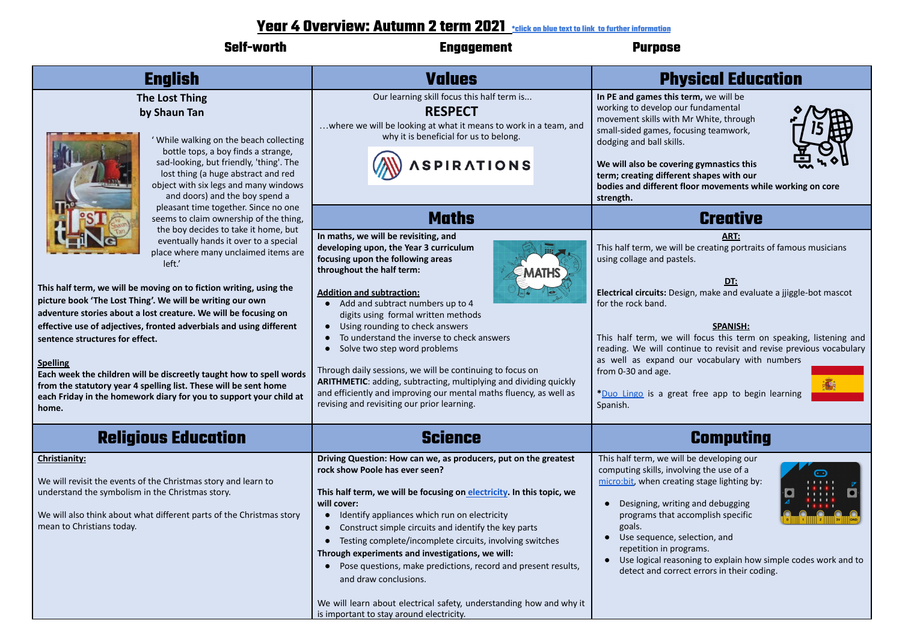# Year 4 Overview: Autumn 2 term 2021

*click on blue text to link to further information

**Self-worth** **Engagement** **Purpose**

## English

**The Lost Thing**
**by Shaun Tan**

' While walking on the beach collecting bottle tops, a boy finds a strange, sad-looking, but friendly, 'thing'. The lost thing (a huge abstract and red object with six legs and many windows and doors) and the boy spend a pleasant time together. Since no one seems to claim ownership of the thing, the boy decides to take it home, but eventually hands it over to a special place where many unclaimed items are left.'

**This half term, we will be moving on to fiction writing, using the picture book 'The Lost Thing'. We will be writing our own adventure stories about a lost creature. We will be focusing on effective use of adjectives, fronted adverbials and using different sentence structures for effect.**

**Spelling**
**Each week the children will be discreetly taught how to spell words from the statutory year 4 spelling list. These will be sent home each Friday in the homework diary for you to support your child at home.**

## Values

Our learning skill focus this half term is...

**RESPECT**

...where we will be looking at what it means to work in a team, and why it is beneficial for us to belong.

ASPIRATIONS

## Physical Education

**In PE and games this term,** we will be working to develop our fundamental movement skills with Mr White, through small-sided games, focusing teamwork, dodging and ball skills.

**We will also be covering gymnastics this term; creating different shapes with our bodies and different floor movements while working on core strength.**

## Maths

**In maths, we will be revisiting, and developing upon, the Year 3 curriculum focusing upon the following areas throughout the half term:**

**Addition and subtraction:**
- Add and subtract numbers up to 4 digits using formal written methods
- Using rounding to check answers
- To understand the inverse to check answers
- Solve two step word problems

Through daily sessions, we will be continuing to focus on **ARITHMETIC**: adding, subtracting, multiplying and dividing quickly and efficiently and improving our mental maths fluency, as well as revising and revisiting our prior learning.

## Creative

**ART:**
This half term, we will be creating portraits of famous musicians using collage and pastels.

**DT:**
**Electrical circuits:** Design, make and evaluate a jjiggle-bot mascot for the rock band.

**SPANISH:**
This half term, we will focus this term on speaking, listening and reading. We will continue to revisit and revise previous vocabulary as well as expand our vocabulary with numbers from 0-30 and age.

*Duo Lingo is a great free app to begin learning Spanish.

## Religious Education

**Christianity:**

We will revisit the events of the Christmas story and learn to understand the symbolism in the Christmas story.

We will also think about what different parts of the Christmas story mean to Christians today.

## Science

**Driving Question: How can we, as producers, put on the greatest rock show Poole has ever seen?**

**This half term, we will be focusing on electricity. In this topic, we will cover:**
- Identify appliances which run on electricity
- Construct simple circuits and identify the key parts
- Testing complete/incomplete circuits, involving switches

**Through experiments and investigations, we will:**
- Pose questions, make predictions, record and present results, and draw conclusions.

We will learn about electrical safety, understanding how and why it is important to stay around electricity.

## Computing

This half term, we will be developing our computing skills, involving the use of a micro:bit, when creating stage lighting by:

- Designing, writing and debugging programs that accomplish specific goals.
- Use sequence, selection, and repetition in programs.
- Use logical reasoning to explain how simple codes work and to detect and correct errors in their coding.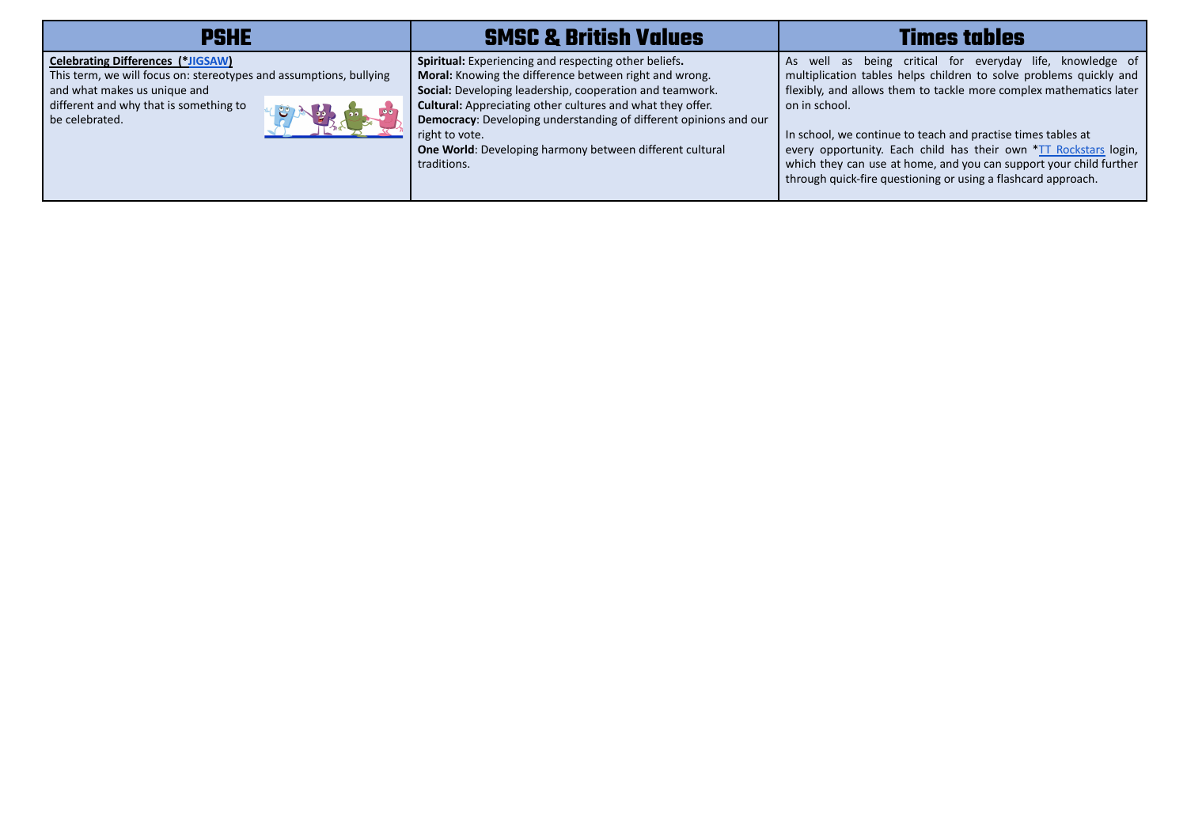| PSHE | SMSC & British Values | Times tables |
|---|---|---|
| **Celebrating Differences (*JIGSAW)**<br>This term, we will focus on: stereotypes and assumptions, bullying and what makes us unique and different and why that is something to be celebrated. | **Spiritual:** Experiencing and respecting other beliefs**.**<br>**Moral:** Knowing the difference between right and wrong.<br>**Social:** Developing leadership, cooperation and teamwork.<br>**Cultural:** Appreciating other cultures and what they offer.<br>**Democracy**: Developing understanding of different opinions and our right to vote.<br>**One World**: Developing harmony between different cultural traditions. | As well as being critical for everyday life, knowledge of multiplication tables helps children to solve problems quickly and flexibly, and allows them to tackle more complex mathematics later on in school.<br><br>In school, we continue to teach and practise times tables at every opportunity. Each child has their own *TT Rockstars login, which they can use at home, and you can support your child further through quick-fire questioning or using a flashcard approach. |